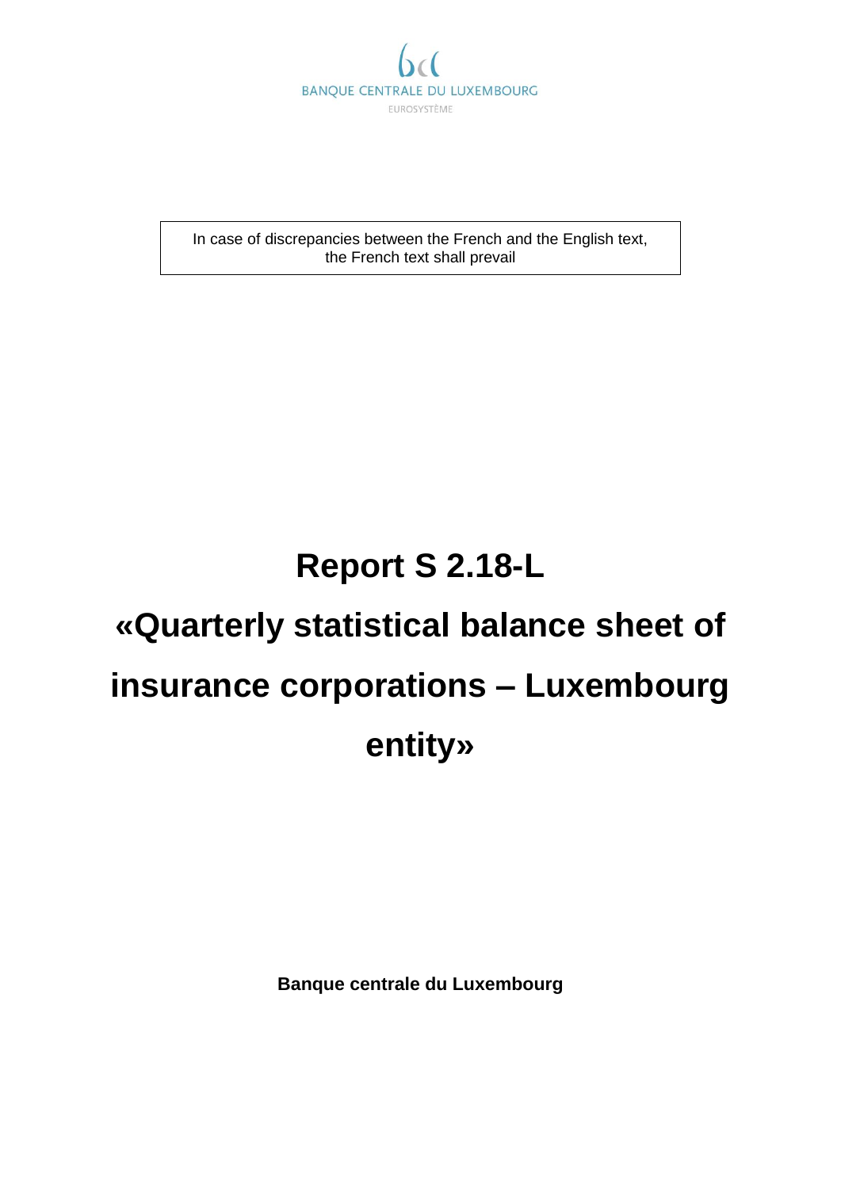BANQUE CENTRALE DU LUXEMBOURG

EUROSYSTÈME

In case of discrepancies between the French and the English text, the French text shall prevail

# Report S 2.18-L

# «Quarterly statistical balance sheet of insurance corporations – Luxembourg entity»

**Banque centrale du Luxembourg**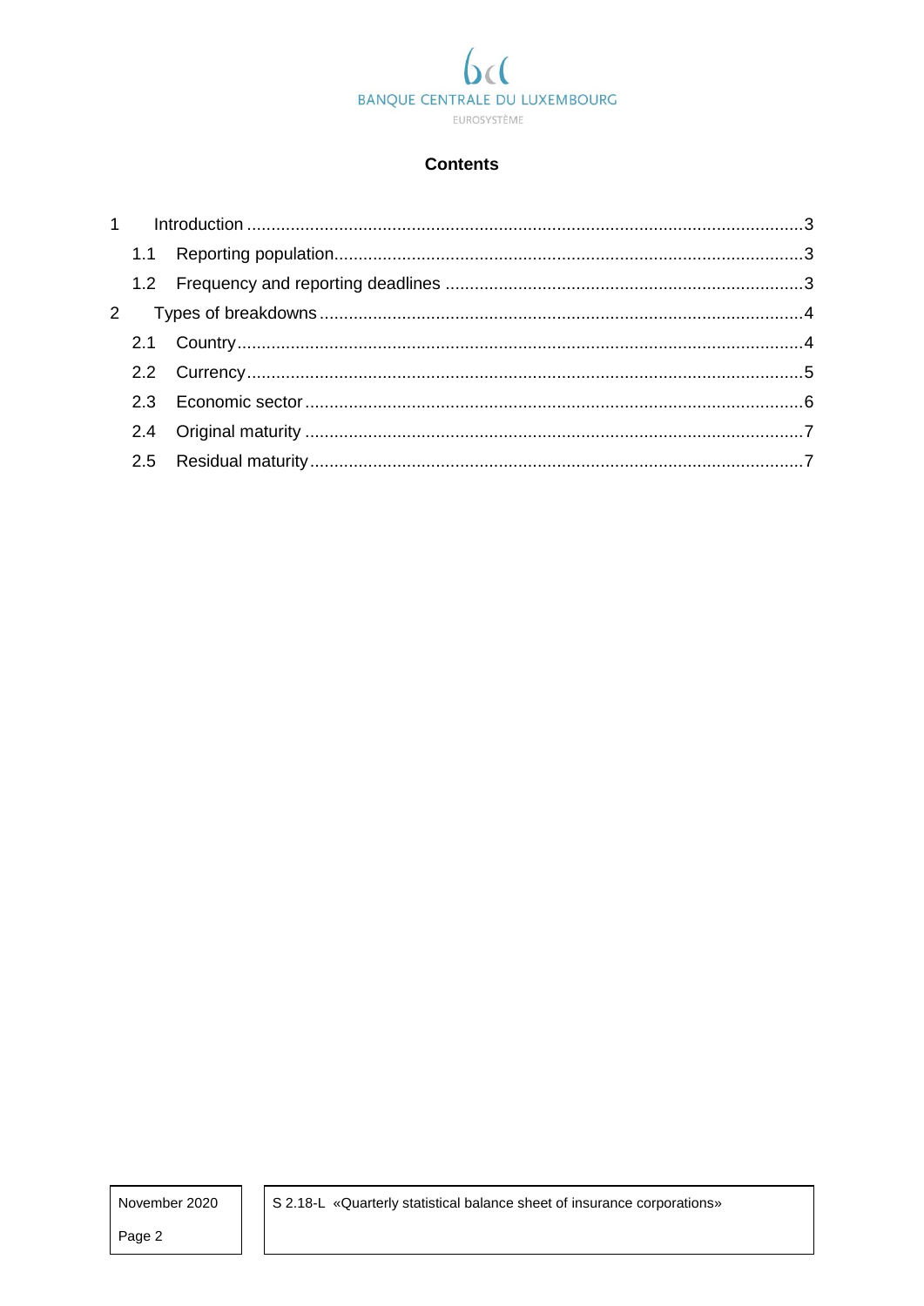# Contents

1 Introduction ........................................................................................................3

1.1 Reporting population.........................................................................................3

1.2 Frequency and reporting deadlines ....................................................................3

2 Types of breakdowns ...........................................................................................4

2.1 Country.............................................................................................................4

2.2 Currency...........................................................................................................5

2.3 Economic sector ...............................................................................................6

2.4 Original maturity ...............................................................................................7

2.5 Residual maturity...............................................................................................7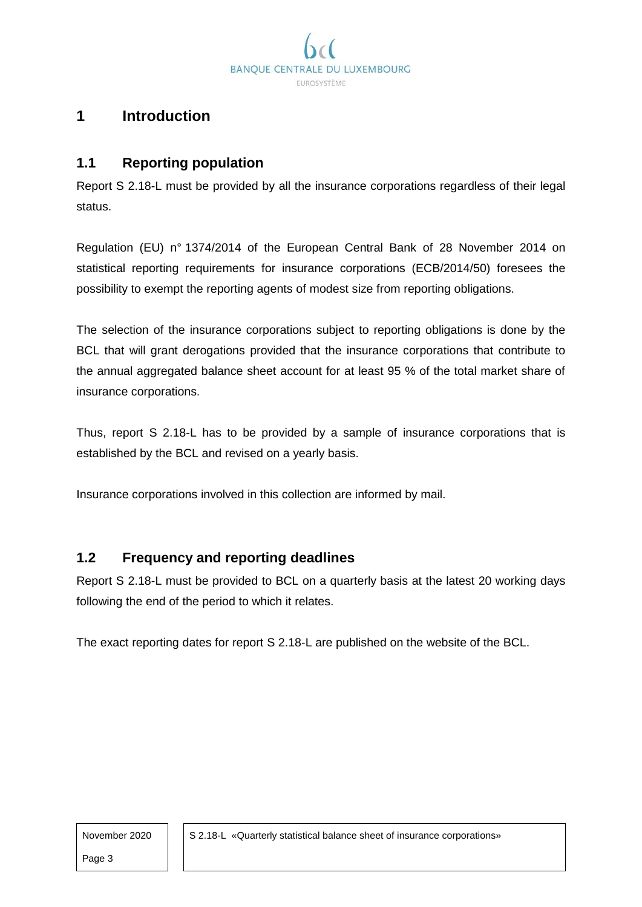# 1 Introduction

## 1.1 Reporting population

Report S 2.18-L must be provided by all the insurance corporations regardless of their legal status.

Regulation (EU) n° 1374/2014 of the European Central Bank of 28 November 2014 on statistical reporting requirements for insurance corporations (ECB/2014/50) foresees the possibility to exempt the reporting agents of modest size from reporting obligations.

The selection of the insurance corporations subject to reporting obligations is done by the BCL that will grant derogations provided that the insurance corporations that contribute to the annual aggregated balance sheet account for at least 95 % of the total market share of insurance corporations.

Thus, report S 2.18-L has to be provided by a sample of insurance corporations that is established by the BCL and revised on a yearly basis.

Insurance corporations involved in this collection are informed by mail.

## 1.2 Frequency and reporting deadlines

Report S 2.18-L must be provided to BCL on a quarterly basis at the latest 20 working days following the end of the period to which it relates.

The exact reporting dates for report S 2.18-L are published on the website of the BCL.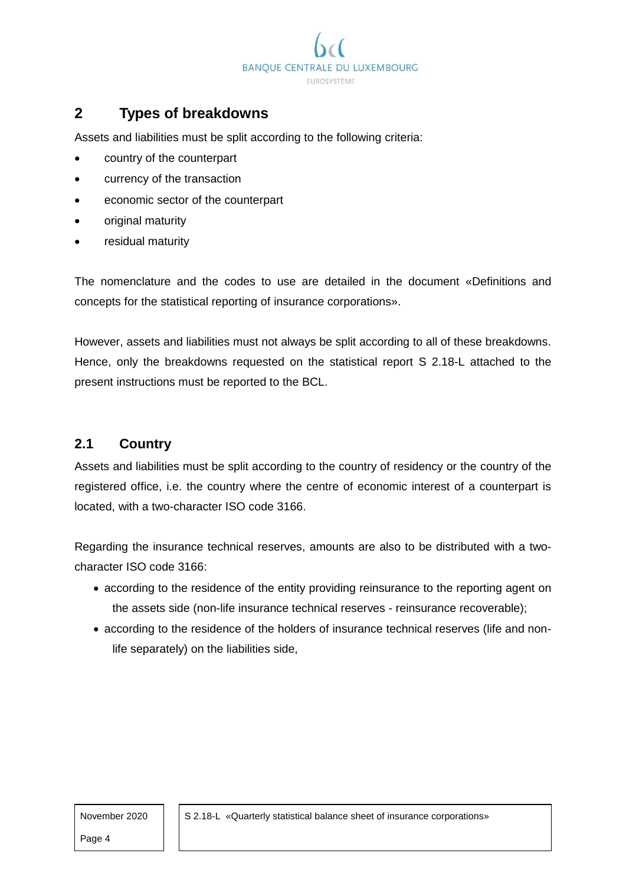# 2 Types of breakdowns

Assets and liabilities must be split according to the following criteria:

- country of the counterpart
- currency of the transaction
- economic sector of the counterpart
- original maturity
- residual maturity

The nomenclature and the codes to use are detailed in the document «Definitions and concepts for the statistical reporting of insurance corporations».

However, assets and liabilities must not always be split according to all of these breakdowns. Hence, only the breakdowns requested on the statistical report S 2.18-L attached to the present instructions must be reported to the BCL.

## 2.1 Country

Assets and liabilities must be split according to the country of residency or the country of the registered office, i.e. the country where the centre of economic interest of a counterpart is located, with a two-character ISO code 3166.

Regarding the insurance technical reserves, amounts are also to be distributed with a two-character ISO code 3166:

- according to the residence of the entity providing reinsurance to the reporting agent on the assets side (non-life insurance technical reserves - reinsurance recoverable);
- according to the residence of the holders of insurance technical reserves (life and non-life separately) on the liabilities side,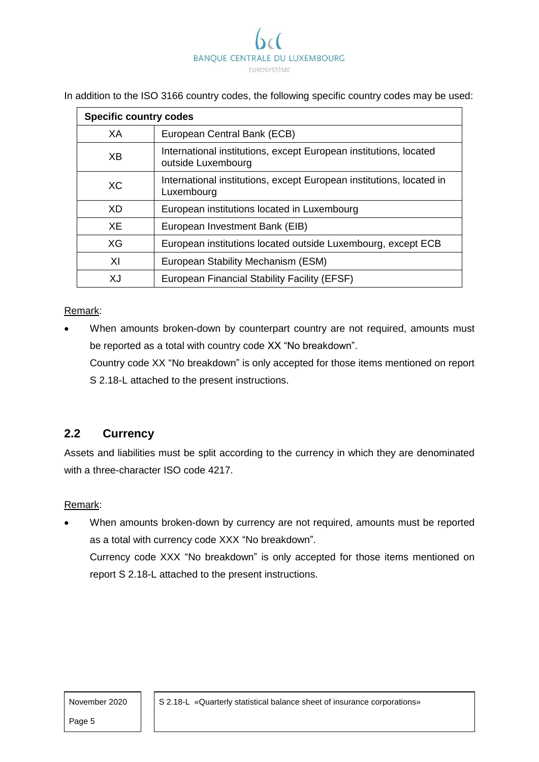In addition to the ISO 3166 country codes, the following specific country codes may be used:

| Specific country codes | |
|---|---|
| XA | European Central Bank (ECB) |
| XB | International institutions, except European institutions, located outside Luxembourg |
| XC | International institutions, except European institutions, located in Luxembourg |
| XD | European institutions located in Luxembourg |
| XE | European Investment Bank (EIB) |
| XG | European institutions located outside Luxembourg, except ECB |
| XI | European Stability Mechanism (ESM) |
| XJ | European Financial Stability Facility (EFSF) |

Remark:

- When amounts broken-down by counterpart country are not required, amounts must be reported as a total with country code XX "No breakdown".
  Country code XX "No breakdown" is only accepted for those items mentioned on report S 2.18-L attached to the present instructions.

## 2.2 Currency

Assets and liabilities must be split according to the currency in which they are denominated with a three-character ISO code 4217.

Remark:

- When amounts broken-down by currency are not required, amounts must be reported as a total with currency code XXX "No breakdown".
  Currency code XXX "No breakdown" is only accepted for those items mentioned on report S 2.18-L attached to the present instructions.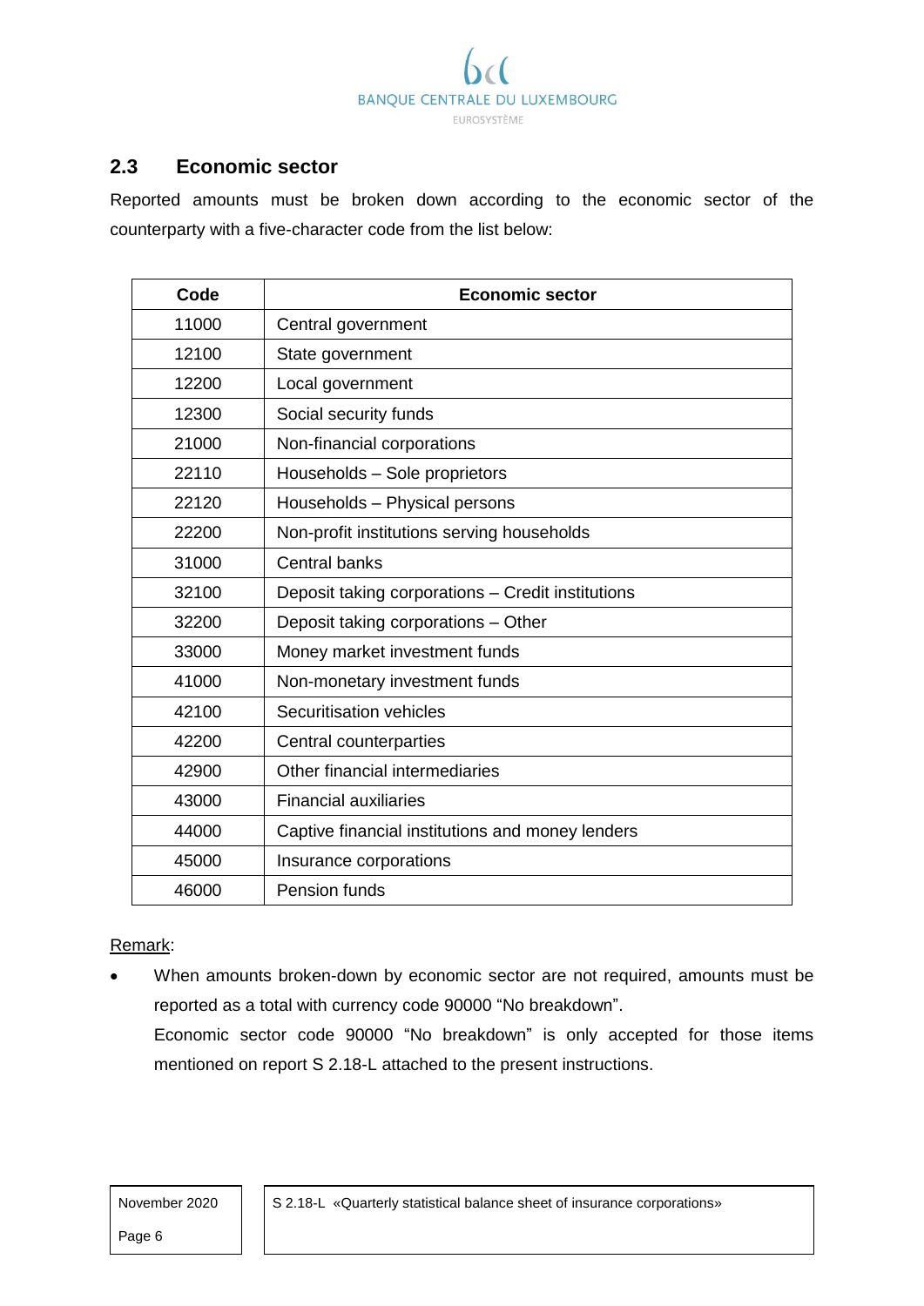## 2.3 Economic sector

Reported amounts must be broken down according to the economic sector of the counterparty with a five-character code from the list below:

| Code | Economic sector |
|---|---|
| 11000 | Central government |
| 12100 | State government |
| 12200 | Local government |
| 12300 | Social security funds |
| 21000 | Non-financial corporations |
| 22110 | Households – Sole proprietors |
| 22120 | Households – Physical persons |
| 22200 | Non-profit institutions serving households |
| 31000 | Central banks |
| 32100 | Deposit taking corporations – Credit institutions |
| 32200 | Deposit taking corporations – Other |
| 33000 | Money market investment funds |
| 41000 | Non-monetary investment funds |
| 42100 | Securitisation vehicles |
| 42200 | Central counterparties |
| 42900 | Other financial intermediaries |
| 43000 | Financial auxiliaries |
| 44000 | Captive financial institutions and money lenders |
| 45000 | Insurance corporations |
| 46000 | Pension funds |

Remark:

- When amounts broken-down by economic sector are not required, amounts must be reported as a total with currency code 90000 "No breakdown".
  Economic sector code 90000 "No breakdown" is only accepted for those items mentioned on report S 2.18-L attached to the present instructions.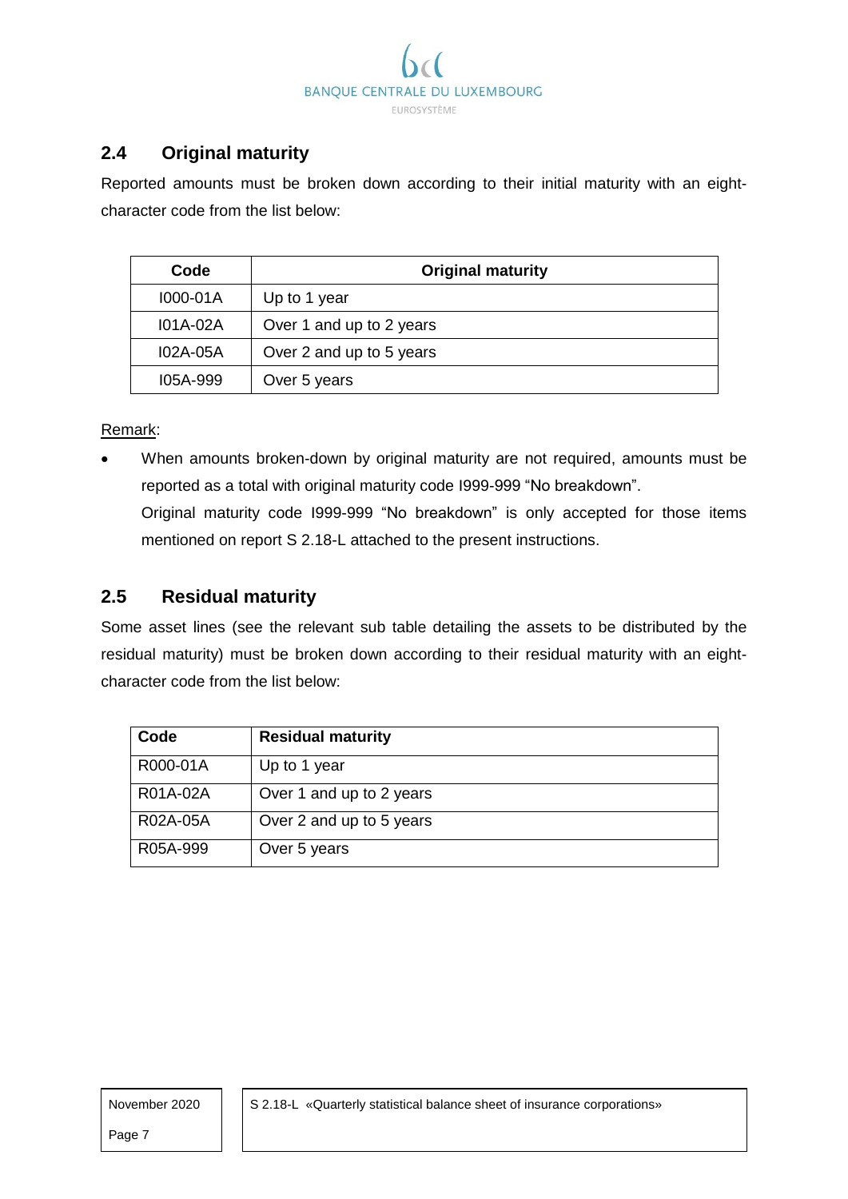## 2.4 Original maturity

Reported amounts must be broken down according to their initial maturity with an eight-character code from the list below:

| Code | Original maturity |
|---|---|
| I000-01A | Up to 1 year |
| I01A-02A | Over 1 and up to 2 years |
| I02A-05A | Over 2 and up to 5 years |
| I05A-999 | Over 5 years |

Remark:

- When amounts broken-down by original maturity are not required, amounts must be reported as a total with original maturity code I999-999 “No breakdown”.
  Original maturity code I999-999 “No breakdown” is only accepted for those items mentioned on report S 2.18-L attached to the present instructions.

## 2.5 Residual maturity

Some asset lines (see the relevant sub table detailing the assets to be distributed by the residual maturity) must be broken down according to their residual maturity with an eight-character code from the list below:

| Code | Residual maturity |
|---|---|
| R000-01A | Up to 1 year |
| R01A-02A | Over 1 and up to 2 years |
| R02A-05A | Over 2 and up to 5 years |
| R05A-999 | Over 5 years |